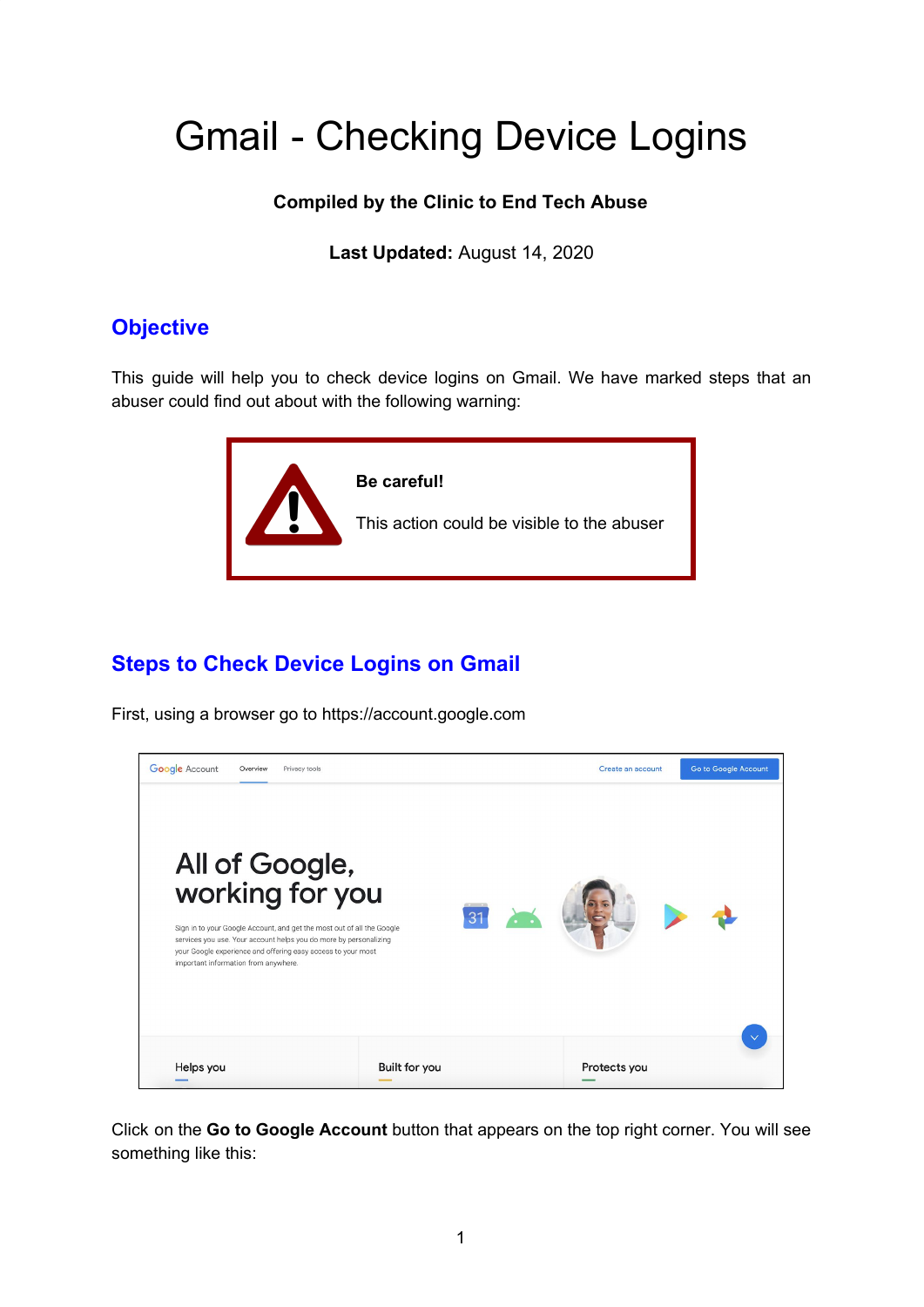# Gmail - Checking Device Logins

**Compiled by the Clinic to End Tech Abuse**

**Last Updated:** August 14, 2020

## Objective

This guide will help you to check device logins on Gmail. We have marked steps that an abuser could find out about with the following warning:

> **Be careful!**
>
> This action could be visible to the abuser

## Steps to Check Device Logins on Gmail

First, using a browser go to https://account.google.com

Click on the **Go to Google Account** button that appears on the top right corner. You will see something like this: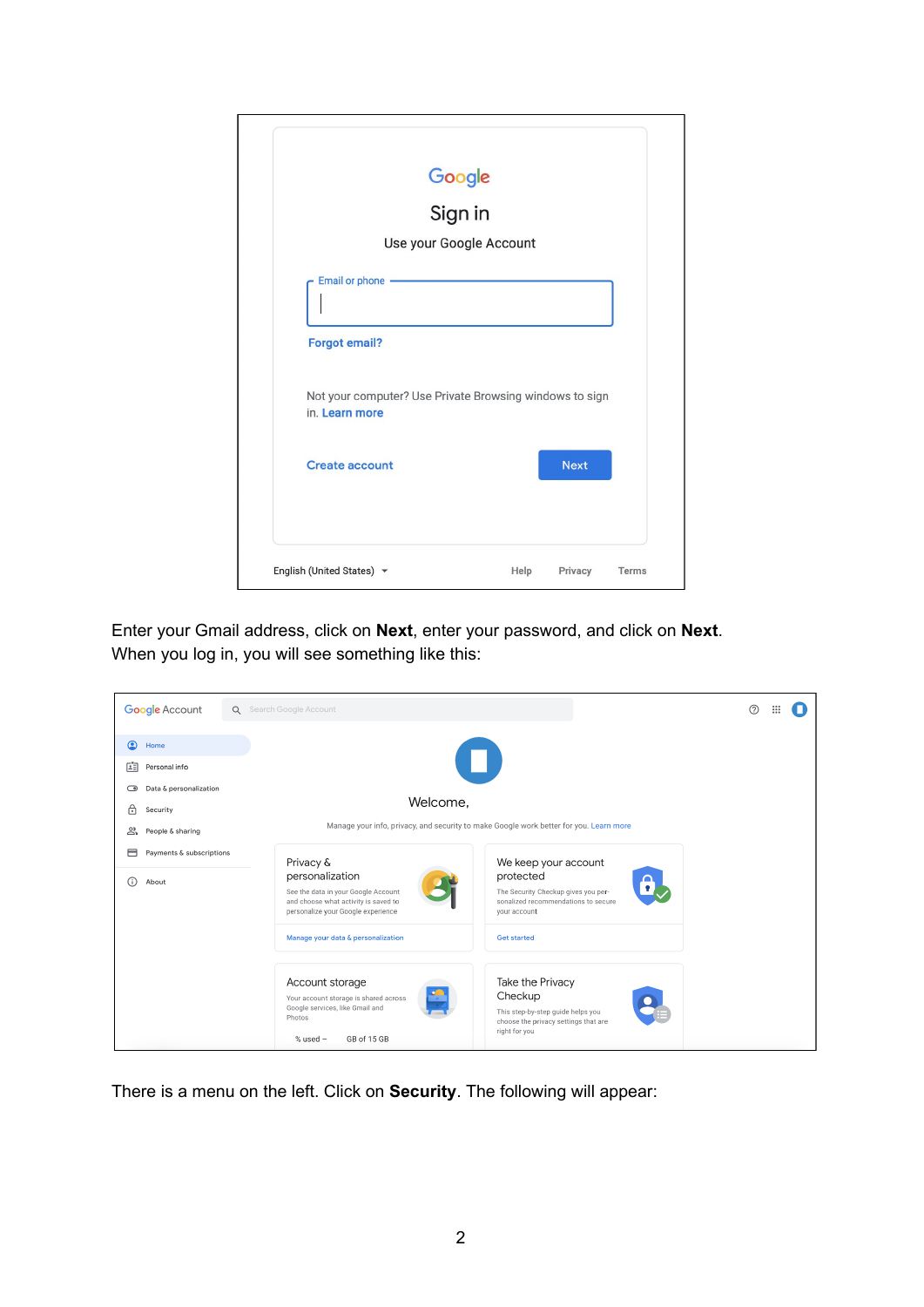Enter your Gmail address, click on **Next**, enter your password, and click on **Next**. When you log in, you will see something like this:

There is a menu on the left. Click on **Security**. The following will appear: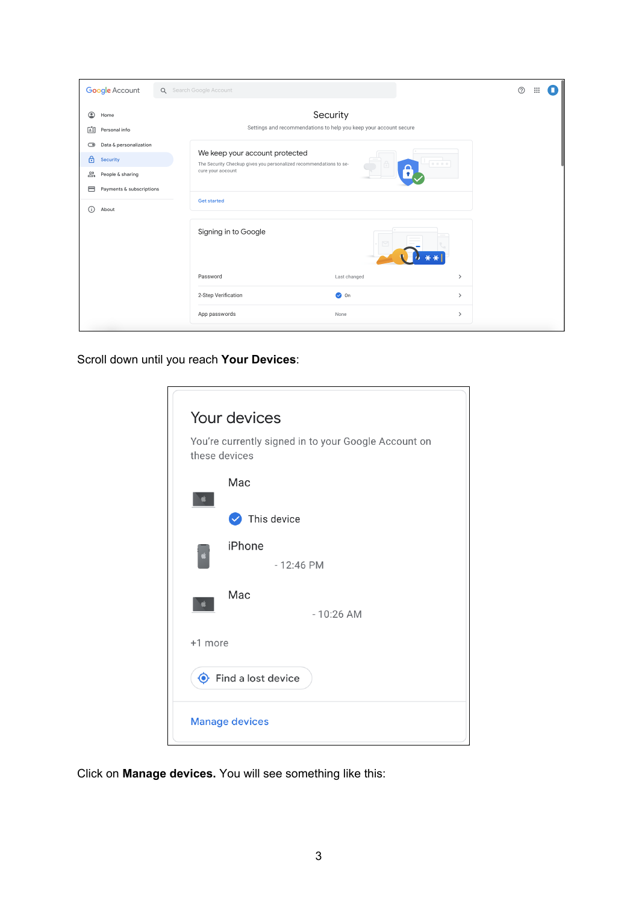Scroll down until you reach **Your Devices**:

Click on **Manage devices.** You will see something like this: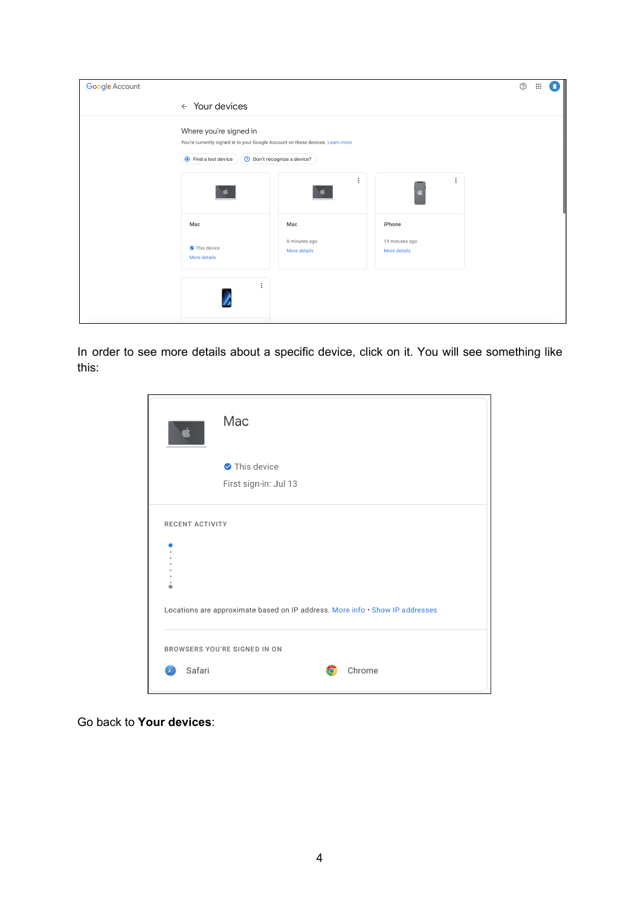In order to see more details about a specific device, click on it. You will see something like this:

Go back to **Your devices**: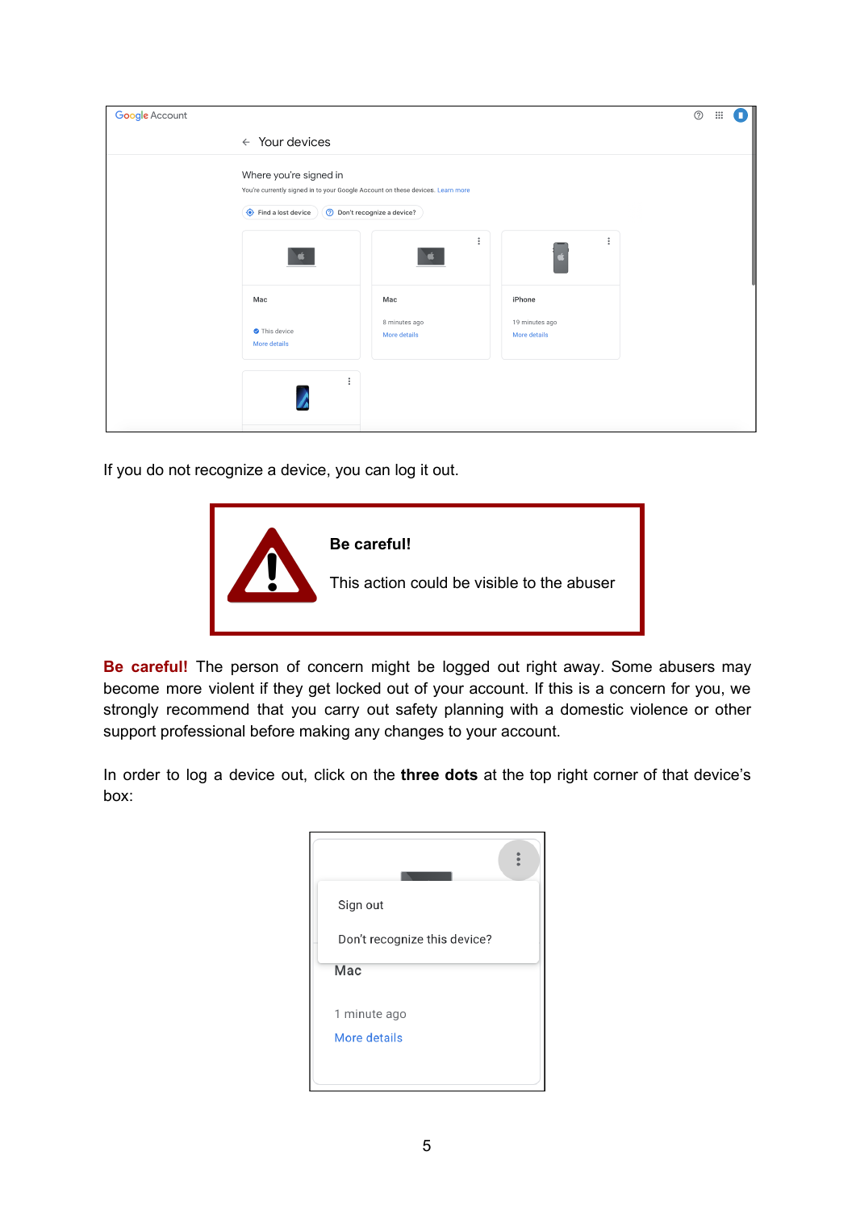If you do not recognize a device, you can log it out.

**Be careful!**

This action could be visible to the abuser

**Be careful!** The person of concern might be logged out right away. Some abusers may become more violent if they get locked out of your account. If this is a concern for you, we strongly recommend that you carry out safety planning with a domestic violence or other support professional before making any changes to your account.

In order to log a device out, click on the **three dots** at the top right corner of that device's box: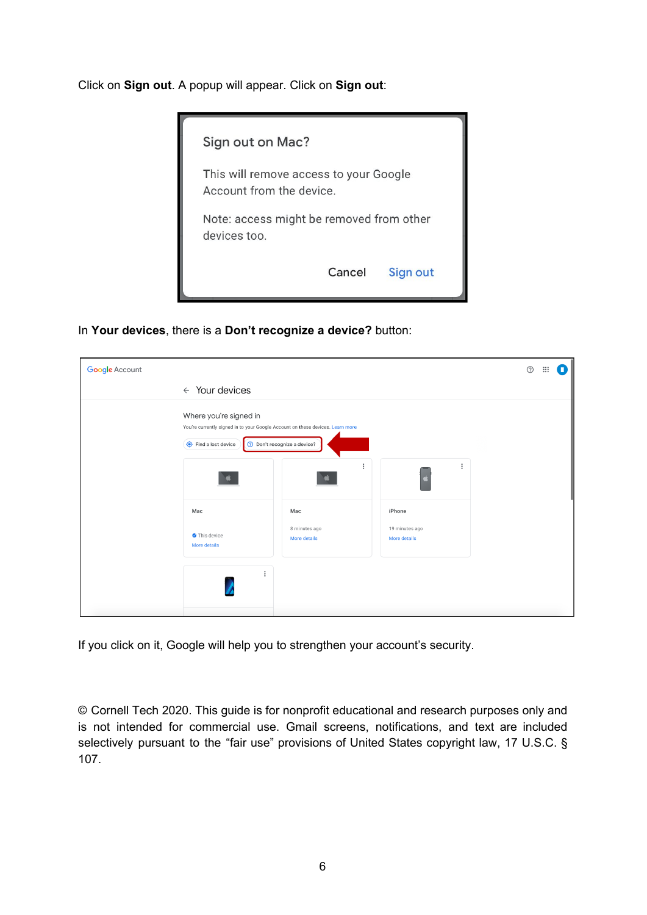Click on **Sign out**. A popup will appear. Click on **Sign out**:

In **Your devices**, there is a **Don't recognize a device?** button:

If you click on it, Google will help you to strengthen your account's security.

© Cornell Tech 2020. This guide is for nonprofit educational and research purposes only and is not intended for commercial use. Gmail screens, notifications, and text are included selectively pursuant to the "fair use" provisions of United States copyright law, 17 U.S.C. § 107.